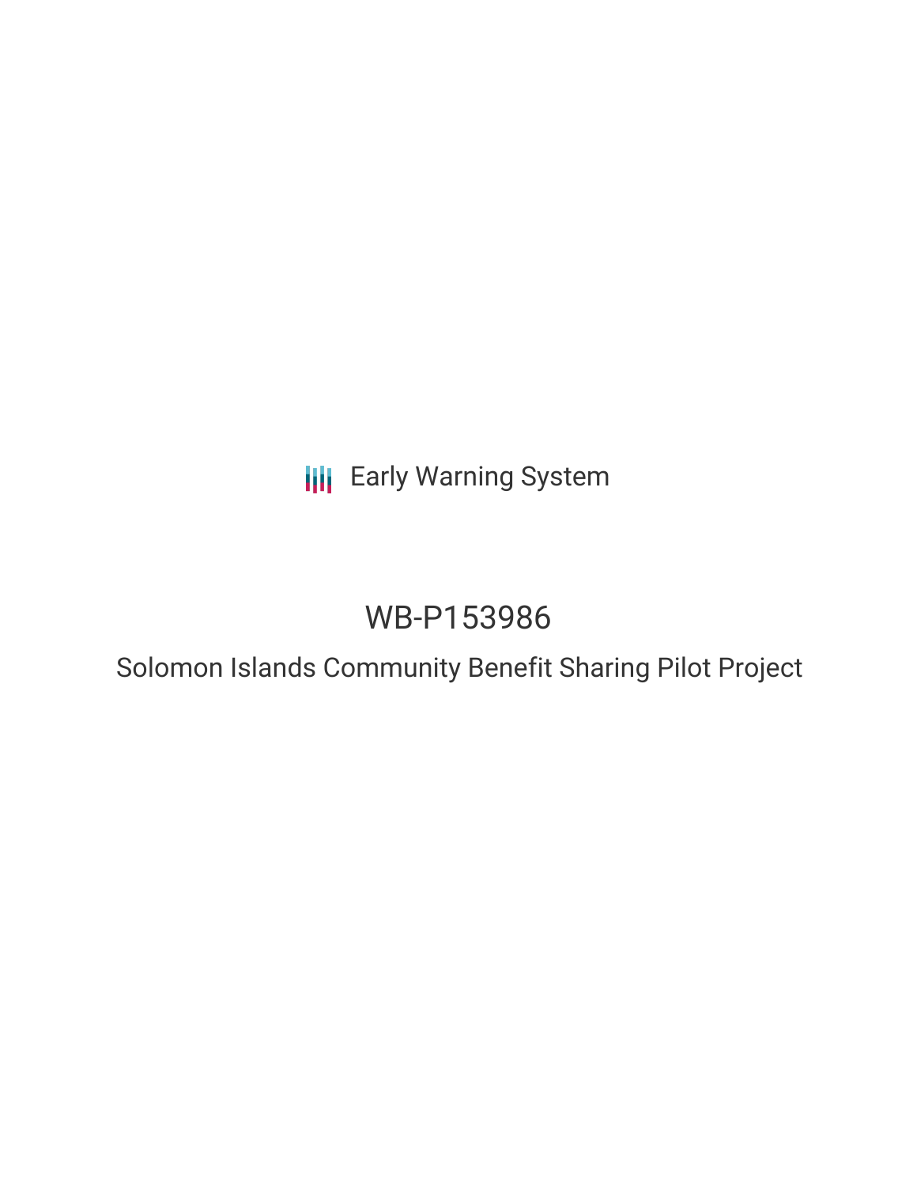Early Warning System

# WB-P153986

## Solomon Islands Community Benefit Sharing Pilot Project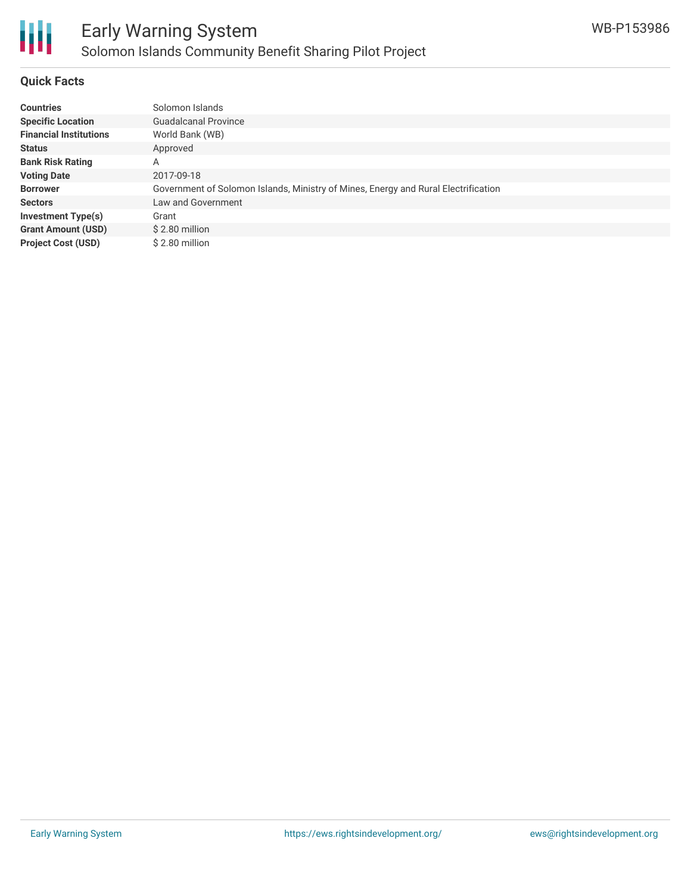# Early Warning System

## Solomon Islands Community Benefit Sharing Pilot Project

WB-P153986

### Quick Facts

| | |
|---|---|
| **Countries** | Solomon Islands |
| **Specific Location** | Guadalcanal Province |
| **Financial Institutions** | World Bank (WB) |
| **Status** | Approved |
| **Bank Risk Rating** | A |
| **Voting Date** | 2017-09-18 |
| **Borrower** | Government of Solomon Islands, Ministry of Mines, Energy and Rural Electrification |
| **Sectors** | Law and Government |
| **Investment Type(s)** | Grant |
| **Grant Amount (USD)** | $ 2.80 million |
| **Project Cost (USD)** | $ 2.80 million |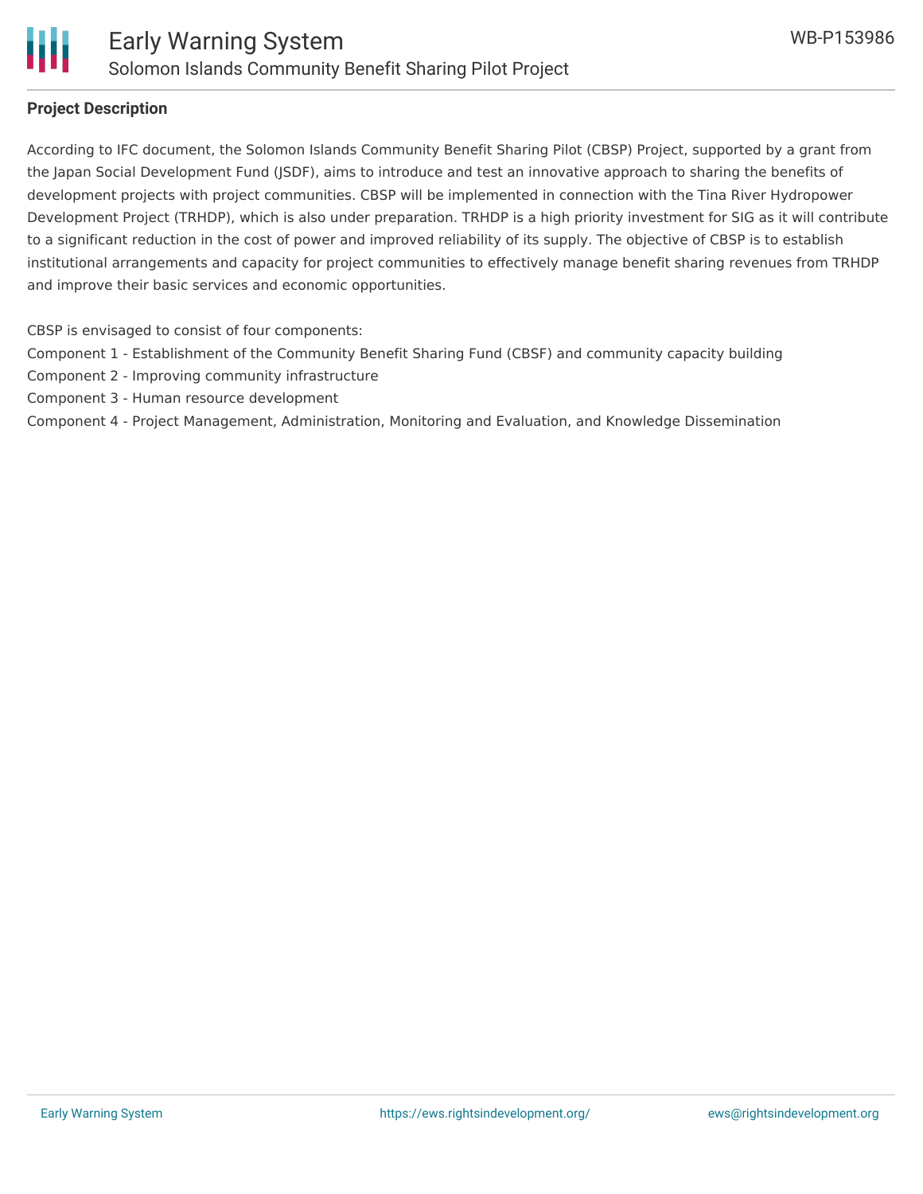## Project Description

According to IFC document, the Solomon Islands Community Benefit Sharing Pilot (CBSP) Project, supported by a grant from the Japan Social Development Fund (JSDF), aims to introduce and test an innovative approach to sharing the benefits of development projects with project communities. CBSP will be implemented in connection with the Tina River Hydropower Development Project (TRHDP), which is also under preparation. TRHDP is a high priority investment for SIG as it will contribute to a significant reduction in the cost of power and improved reliability of its supply. The objective of CBSP is to establish institutional arrangements and capacity for project communities to effectively manage benefit sharing revenues from TRHDP and improve their basic services and economic opportunities.

CBSP is envisaged to consist of four components:
Component 1 - Establishment of the Community Benefit Sharing Fund (CBSF) and community capacity building
Component 2 - Improving community infrastructure
Component 3 - Human resource development
Component 4 - Project Management, Administration, Monitoring and Evaluation, and Knowledge Dissemination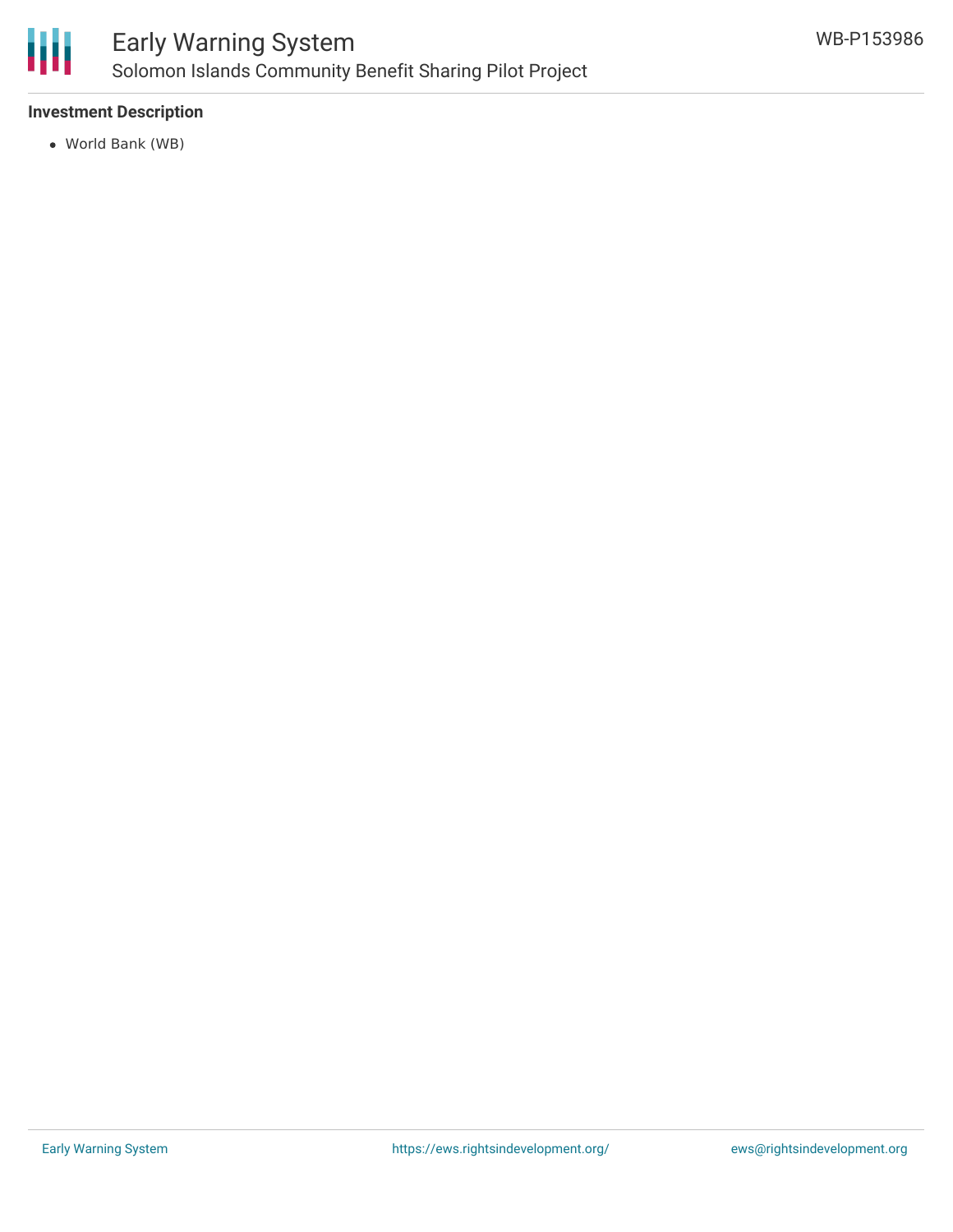### Investment Description

- World Bank (WB)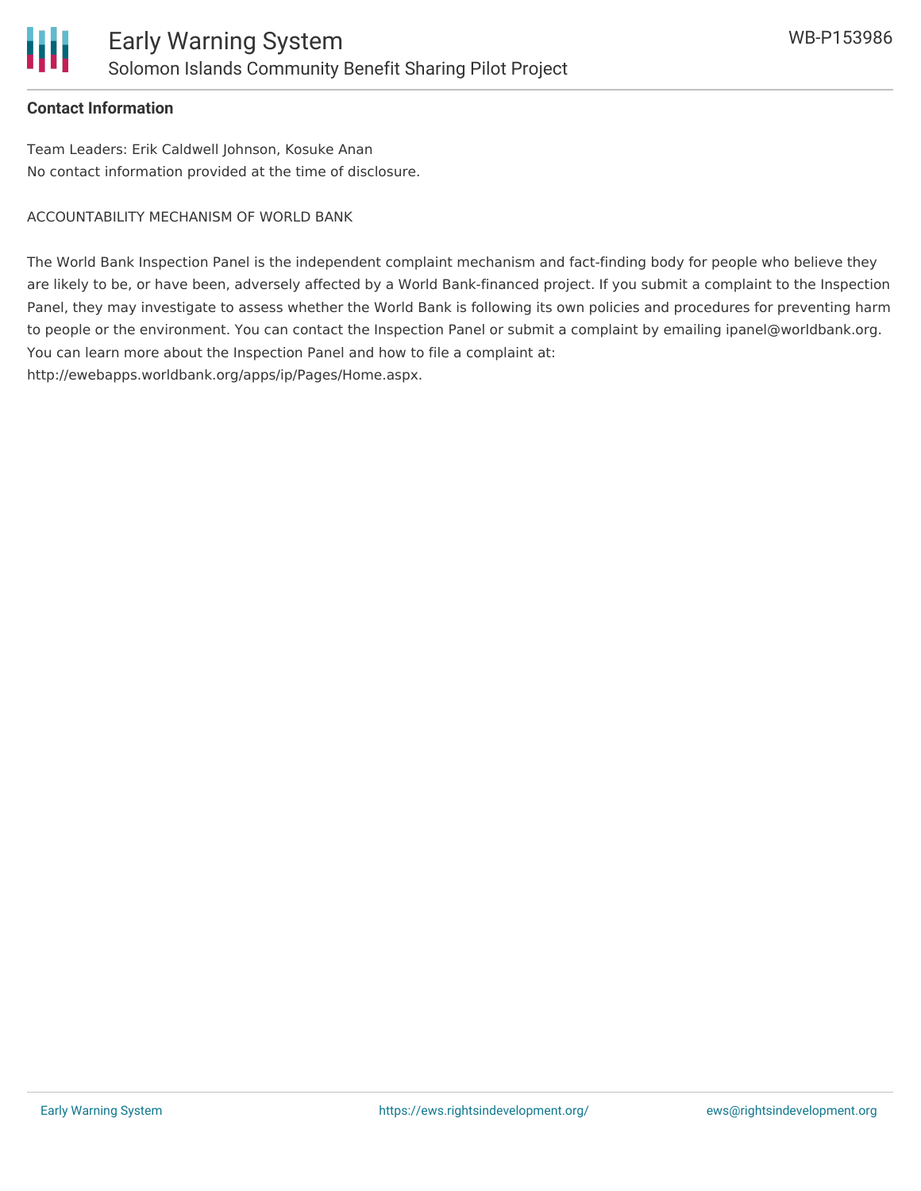**Contact Information**

Team Leaders: Erik Caldwell Johnson, Kosuke Anan
No contact information provided at the time of disclosure.

ACCOUNTABILITY MECHANISM OF WORLD BANK

The World Bank Inspection Panel is the independent complaint mechanism and fact-finding body for people who believe they are likely to be, or have been, adversely affected by a World Bank-financed project. If you submit a complaint to the Inspection Panel, they may investigate to assess whether the World Bank is following its own policies and procedures for preventing harm to people or the environment. You can contact the Inspection Panel or submit a complaint by emailing ipanel@worldbank.org. You can learn more about the Inspection Panel and how to file a complaint at: http://ewebapps.worldbank.org/apps/ip/Pages/Home.aspx.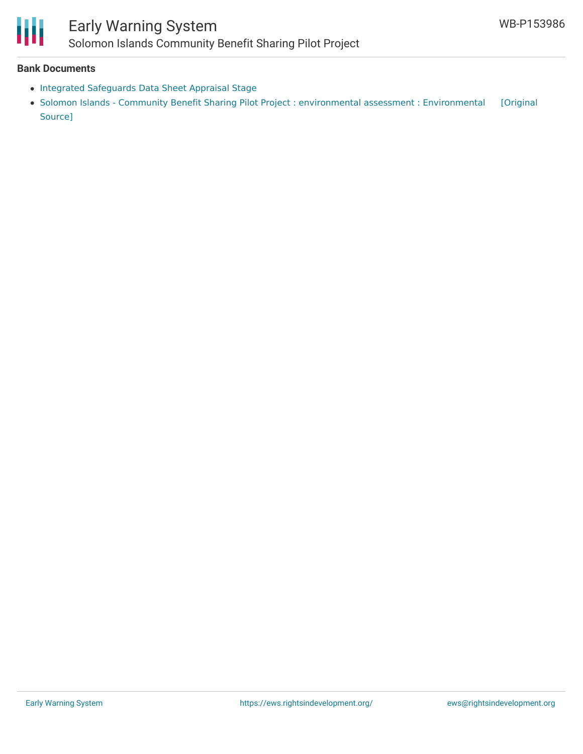**Bank Documents**

- Integrated Safeguards Data Sheet Appraisal Stage
- Solomon Islands - Community Benefit Sharing Pilot Project : environmental assessment : Environmental [Original Source]